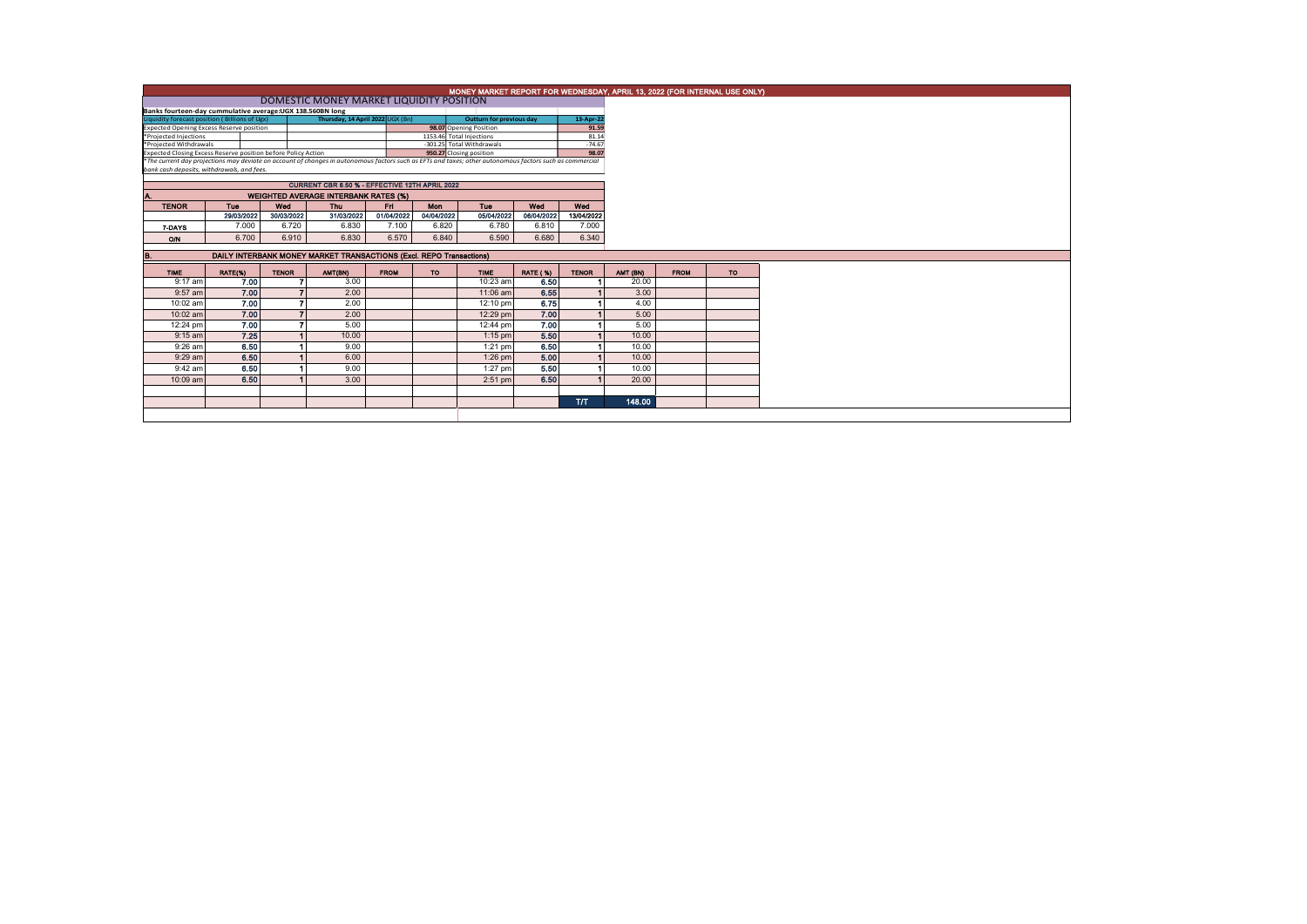# MONEY MARKET REPORT FOR WEDNESDAY, APRIL 13, 2022 (FOR INTERNAL USE ONLY)

## DOMESTIC MONEY MARKET LIQUIDITY POSITION

**Banks fourteen-day cummulative average:UGX 138.560BN long**

| Liquidity forecast position ( Billions of Ugx) | Thursday, 14 April 2022 UGX (Bn) | Outturn for previous day | 13-Apr-22 |
|---|---|---|---|
| Expected Opening Excess Reserve position | 98.07 | Opening Position | 91.59 |
| *Projected Injections | 1153.46 | Total Injections | 81.14 |
| *Projected Withdrawals | -301.25 | Total Withdrawals | -74.67 |
| Expected Closing Excess Reserve position before Policy Action | 950.27 | Closing position | 98.07 |

*The current day projections may deviate on account of changes in autonomous factors such as EFTs and taxes; other autonomous factors such as commercial bank cash deposits, withdrawals, and fees.

### CURRENT CBR 6.50 % - EFFECTIVE 12TH APRIL 2022

### A. WEIGHTED AVERAGE INTERBANK RATES (%)

| TENOR | Tue | Wed | Thu | Fri | Mon | Tue | Wed | Wed |
|---|---|---|---|---|---|---|---|---|
| | 29/03/2022 | 30/03/2022 | 31/03/2022 | 01/04/2022 | 04/04/2022 | 05/04/2022 | 06/04/2022 | 13/04/2022 |
| 7-DAYS | 7.000 | 6.720 | 6.830 | 7.100 | 6.820 | 6.780 | 6.810 | 7.000 |
| O/N | 6.700 | 6.910 | 6.830 | 6.570 | 6.840 | 6.590 | 6.680 | 6.340 |

### B. DAILY INTERBANK MONEY MARKET TRANSACTIONS (Excl. REPO Transactions)

| TIME | RATE(%) | TENOR | AMT(BN) | FROM | TO | TIME | RATE ( %) | TENOR | AMT (BN) | FROM | TO |
|---|---|---|---|---|---|---|---|---|---|---|---|
| 9:17 am | 7.00 | 7 | 3.00 | | | 10:23 am | 6.50 | 1 | 20.00 | | |
| 9:57 am | 7.00 | 7 | 2.00 | | | 11:06 am | 6.55 | 1 | 3.00 | | |
| 10:02 am | 7.00 | 7 | 2.00 | | | 12:10 pm | 6.75 | 1 | 4.00 | | |
| 10:02 am | 7.00 | 7 | 2.00 | | | 12:29 pm | 7.00 | 1 | 5.00 | | |
| 12:24 pm | 7.00 | 7 | 5.00 | | | 12:44 pm | 7.00 | 1 | 5.00 | | |
| 9:15 am | 7.25 | 1 | 10.00 | | | 1:15 pm | 5.50 | 1 | 10.00 | | |
| 9:26 am | 6.50 | 1 | 9.00 | | | 1:21 pm | 6.50 | 1 | 10.00 | | |
| 9:29 am | 6.50 | 1 | 6.00 | | | 1:26 pm | 5.00 | 1 | 10.00 | | |
| 9:42 am | 6.50 | 1 | 9.00 | | | 1:27 pm | 5.50 | 1 | 10.00 | | |
| 10:09 am | 6.50 | 1 | 3.00 | | | 2:51 pm | 6.50 | 1 | 20.00 | | |
| | | | | | | | | T/T | 148.00 | | |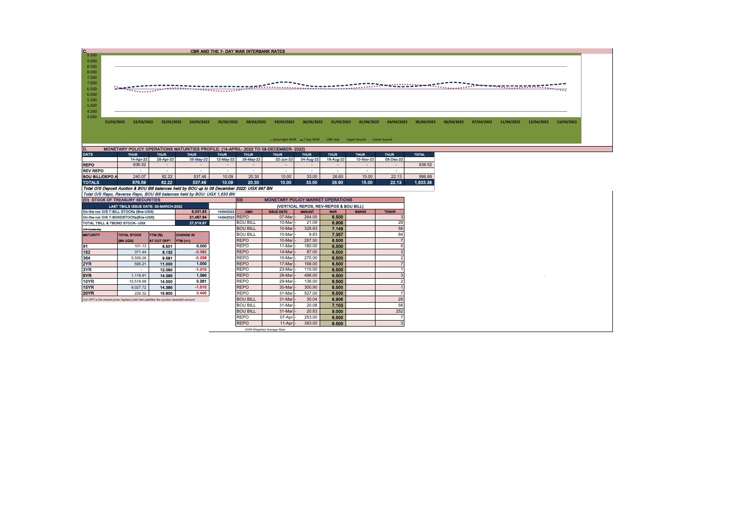## C. CBR AND THE 7- DAY WAR INTERBANK RATES

9.500
9.000
8.500
8.000
7.500
7.000
6.500
6.000
5.500
5.000
4.500
4.000

21/03/2022 22/03/2022 23/03/2022 24/03/2022 25/03/2022 28/03/2022 29/03/2022 30/03/2022 31/03/2022 01/04/2022 04/04/2022 05/04/2022 06/04/2022 07/04/2022 11/04/2022 12/04/2022 13/04/2022

Overnight WAR — 7-day WAR — CBR rate — Upper bound — Lower bound

## D. MONETARY POLICY OPERATIONS MATURITIES PROFILE: (14-APRIL- 2022 TO 08-DECEMBER- 2022)

| DATE | THUR | THUR | THUR | THUR | THUR | THUR | THUR | THUR | THUR | THUR | TOTAL |
|---|---|---|---|---|---|---|---|---|---|---|---|
| | 14-Apr-22 | 28-Apr-22 | 05-May-22 | 12-May-22 | 26-May-22 | 02-Jun-22 | 04-Aug-22 | 18-Aug-22 | 10-Nov-22 | 08-Dec-22 | |
| REPO | 636.52 | - | - | - | - | - | - | - | - | - | 636.52 |
| REV REPO | - | - | - | - | - | - | - | - | - | - | |
| BOU BILL/DEPO A | 240.07 | 82.22 | 537.46 | 10.09 | 20.30 | 10.00 | 33.00 | 26.60 | 15.00 | 22.13 | 996.86 |
| TOTALS | 876.59 | 82.22 | 537.46 | 10.09 | 20.30 | 10.00 | 33.00 | 26.60 | 15.00 | 22.13 | 1,633.38 |

*Total O/S Deposit Auction & BOU Bill balances held by BOU up to 08 December 2022: UGX 997 BN*

*Total O/S Repo, Reverse Repo, BOU Bill balances held by BOU: UGX 1,633 BN*

## (EI) STOCK OF TREASURY SECURITIES

| LAST TBIILS ISSUE DATE: 30-MARCH-2022 | | | |
|---|---|---|---|
| On-the-run O/S T-BILL STOCKs (Bns-UGX) | | 6,031.83 | 14/04/2022 |
| On-the-run O/S T-BONDSTOCKs(Bns-UGX) | | 21,487.84 | 14/04/2022 |
| TOTAL TBILL & TBOND STOCK- UGX | | 27,519.67 | |

O/S=Outstanding

| MATURITY | TOTAL STOCK (BN UGX) | YTM (%) AT CUT OFF* | CHANGE IN YTM (+/-) |
|---|---|---|---|
| 91 | 101.13 | 6.501 | 0.000 |
| 182 | 371.44 | 8.132 | -0.092 |
| 364 | 5,559.26 | 9.591 | -0.209 |
| 2YR | 595.21 | 11.000 | 1.000 |
| 3YR | - | 12.090 | -1.010 |
| 5YR | 1,119.91 | 14.390 | 1.390 |
| 10YR | 10,518.68 | 14.000 | 0.261 |
| 15YR | 9,027.72 | 14.390 | -1.510 |
| 20YR | 226.32 | 15.900 | 0.400 |

*Cut OFF is the lowest price/ highest yield that satisfies the auction awarded amount.*

## EII) MONETARY POLICY MARKET OPERATIONS

(VERTICAL REPOS, REV-REPOS & BOU BILL)

| OMO | ISSUE DATE | AMOUNT | WAR | RANGE | TENOR |
|---|---|---|---|---|---|
| REPO | 07-Mar - | 264.00 | 6.500 | | 3 |
| BOU BILL | 10-Mar - | 21.09 | 6.906 | | 28 |
| BOU BILL | 10-Mar - | 326.83 | 7.149 | | 56 |
| BOU BILL | 10-Mar - | 9.83 | 7.357 | | 84 |
| REPO | 10-Mar - | 287.50 | 6.500 | | 7 |
| REPO | 11-Mar - | 180.00 | 6.500 | | 6 |
| REPO | 14-Mar - | 87.00 | 6.500 | | 3 |
| REPO | 15-Mar - | 270.00 | 6.500 | | 2 |
| REPO | 17-Mar - | 168.00 | 6.500 | | 7 |
| REPO | 23-Mar - | 110.00 | 6.500 | | 1 |
| REPO | 28-Mar - | 496.00 | 6.500 | | 3 |
| REPO | 29-Mar - | 136.00 | 6.500 | | 2 |
| REPO | 30-Mar - | 300.90 | 6.500 | | 1 |
| REPO | 31-Mar - | 527.00 | 6.500 | | 7 |
| BOU BILL | 31-Mar - | 30.04 | 6.906 | | 28 |
| BOU BILL | 31-Mar - | 20.08 | 7.103 | | 56 |
| BOU BILL | 31-Mar - | 20.83 | 9.000 | | 252 |
| REPO | 07-Apr - | 253.00 | 6.500 | | 7 |
| REPO | 11-Apr - | 383.00 | 6.500 | | 3 |

*WAR-Weighted Average Rate*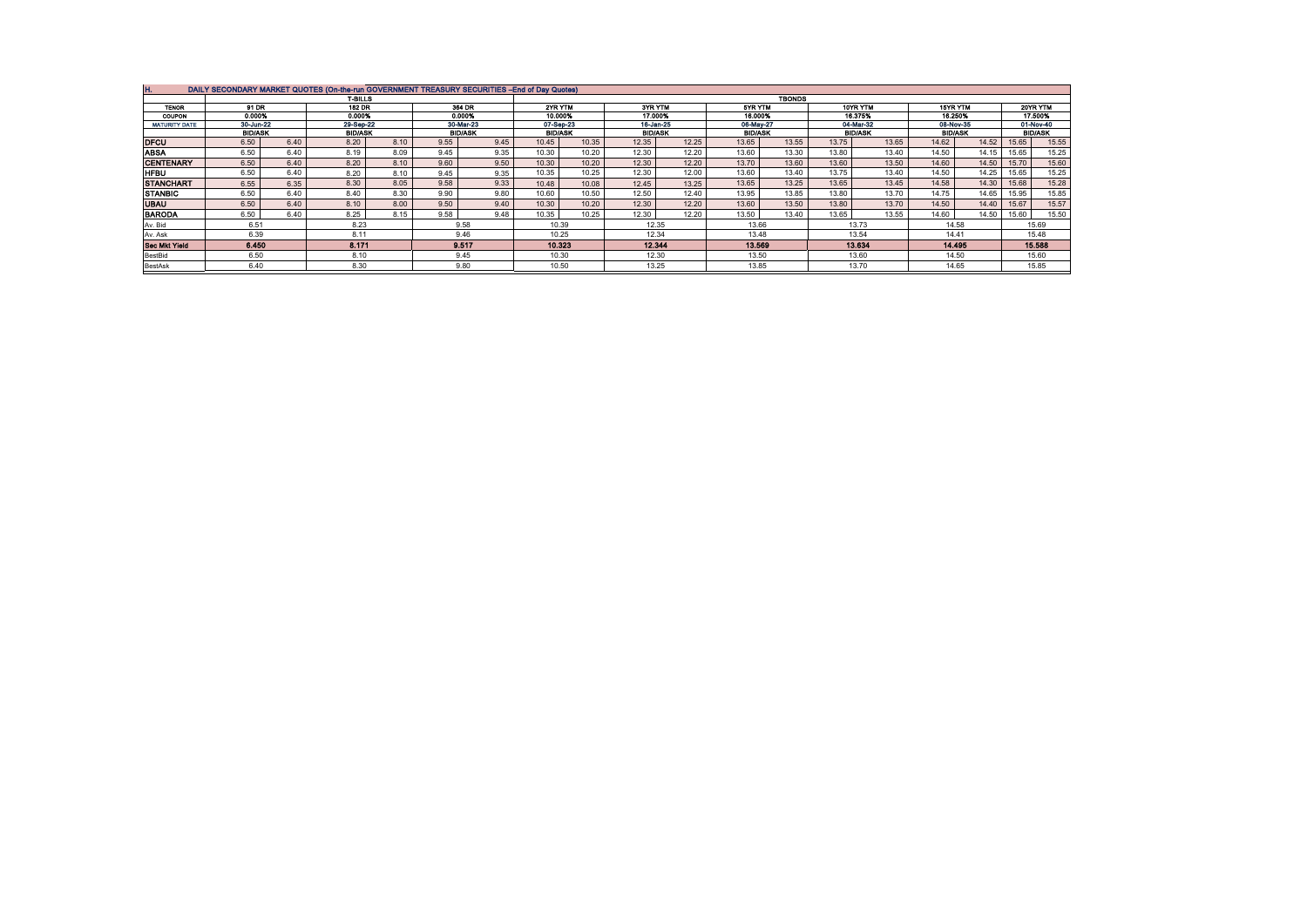| H. | DAILY SECONDARY MARKET QUOTES (On-the-run GOVERNMENT TREASURY SECURITIES –End of Day Quotes) | | | | | | | | | | | | | | | | | |
|---|---|---|---|---|---|---|---|---|---|---|---|---|---|---|---|---|---|---|
| | T-BILLS | | | | | | TBONDS | | | | | | | | | | | |
| TENOR | 91 DR | | 182 DR | | 364 DR | | 2YR YTM | | 3YR YTM | | 5YR YTM | | 10YR YTM | | 15YR YTM | | 20YR YTM | |
| COUPON | 0.000% | | 0.000% | | 0.000% | | 10.000% | | 17.000% | | 16.000% | | 16.375% | | 16.250% | | 17.500% | |
| MATURITY DATE | 30-Jun-22 | | 29-Sep-22 | | 30-Mar-23 | | 07-Sep-23 | | 16-Jan-25 | | 06-May-27 | | 04-Mar-32 | | 08-Nov-35 | | 01-Nov-40 | |
| | BID/ASK | | BID/ASK | | BID/ASK | | BID/ASK | | BID/ASK | | BID/ASK | | BID/ASK | | BID/ASK | | BID/ASK | |
| DFCU | 6.50 | 6.40 | 8.20 | 8.10 | 9.55 | 9.45 | 10.45 | 10.35 | 12.35 | 12.25 | 13.65 | 13.55 | 13.75 | 13.65 | 14.62 | 14.52 | 15.65 | 15.55 |
| ABSA | 6.50 | 6.40 | 8.19 | 8.09 | 9.45 | 9.35 | 10.30 | 10.20 | 12.30 | 12.20 | 13.60 | 13.30 | 13.80 | 13.40 | 14.50 | 14.15 | 15.65 | 15.25 |
| CENTENARY | 6.50 | 6.40 | 8.20 | 8.10 | 9.60 | 9.50 | 10.30 | 10.20 | 12.30 | 12.20 | 13.70 | 13.60 | 13.60 | 13.50 | 14.60 | 14.50 | 15.70 | 15.60 |
| HFBU | 6.50 | 6.40 | 8.20 | 8.10 | 9.45 | 9.35 | 10.35 | 10.25 | 12.30 | 12.00 | 13.60 | 13.40 | 13.75 | 13.40 | 14.50 | 14.25 | 15.65 | 15.25 |
| STANCHART | 6.55 | 6.35 | 8.30 | 8.05 | 9.58 | 9.33 | 10.48 | 10.08 | 12.45 | 13.25 | 13.65 | 13.25 | 13.65 | 13.45 | 14.58 | 14.30 | 15.68 | 15.28 |
| STANBIC | 6.50 | 6.40 | 8.40 | 8.30 | 9.90 | 9.80 | 10.60 | 10.50 | 12.50 | 12.40 | 13.95 | 13.85 | 13.80 | 13.70 | 14.75 | 14.65 | 15.95 | 15.85 |
| UBAU | 6.50 | 6.40 | 8.10 | 8.00 | 9.50 | 9.40 | 10.30 | 10.20 | 12.30 | 12.20 | 13.60 | 13.50 | 13.80 | 13.70 | 14.50 | 14.40 | 15.67 | 15.57 |
| BARODA | 6.50 | 6.40 | 8.25 | 8.15 | 9.58 | 9.48 | 10.35 | 10.25 | 12.30 | 12.20 | 13.50 | 13.40 | 13.65 | 13.55 | 14.60 | 14.50 | 15.60 | 15.50 |
| Av. Bid | 6.51 | | 8.23 | | 9.58 | | 10.39 | | 12.35 | | 13.66 | | 13.73 | | 14.58 | | 15.69 | |
| Av. Ask | 6.39 | | 8.11 | | 9.46 | | 10.25 | | 12.34 | | 13.48 | | 13.54 | | 14.41 | | 15.48 | |
| Sec Mkt Yield | 6.450 | | 8.171 | | 9.517 | | 10.323 | | 12.344 | | 13.569 | | 13.634 | | 14.495 | | 15.588 | |
| BestBid | 6.50 | | 8.10 | | 9.45 | | 10.30 | | 12.30 | | 13.50 | | 13.60 | | 14.50 | | 15.60 | |
| BestAsk | 6.40 | | 8.30 | | 9.80 | | 10.50 | | 13.25 | | 13.85 | | 13.70 | | 14.65 | | 15.85 | |